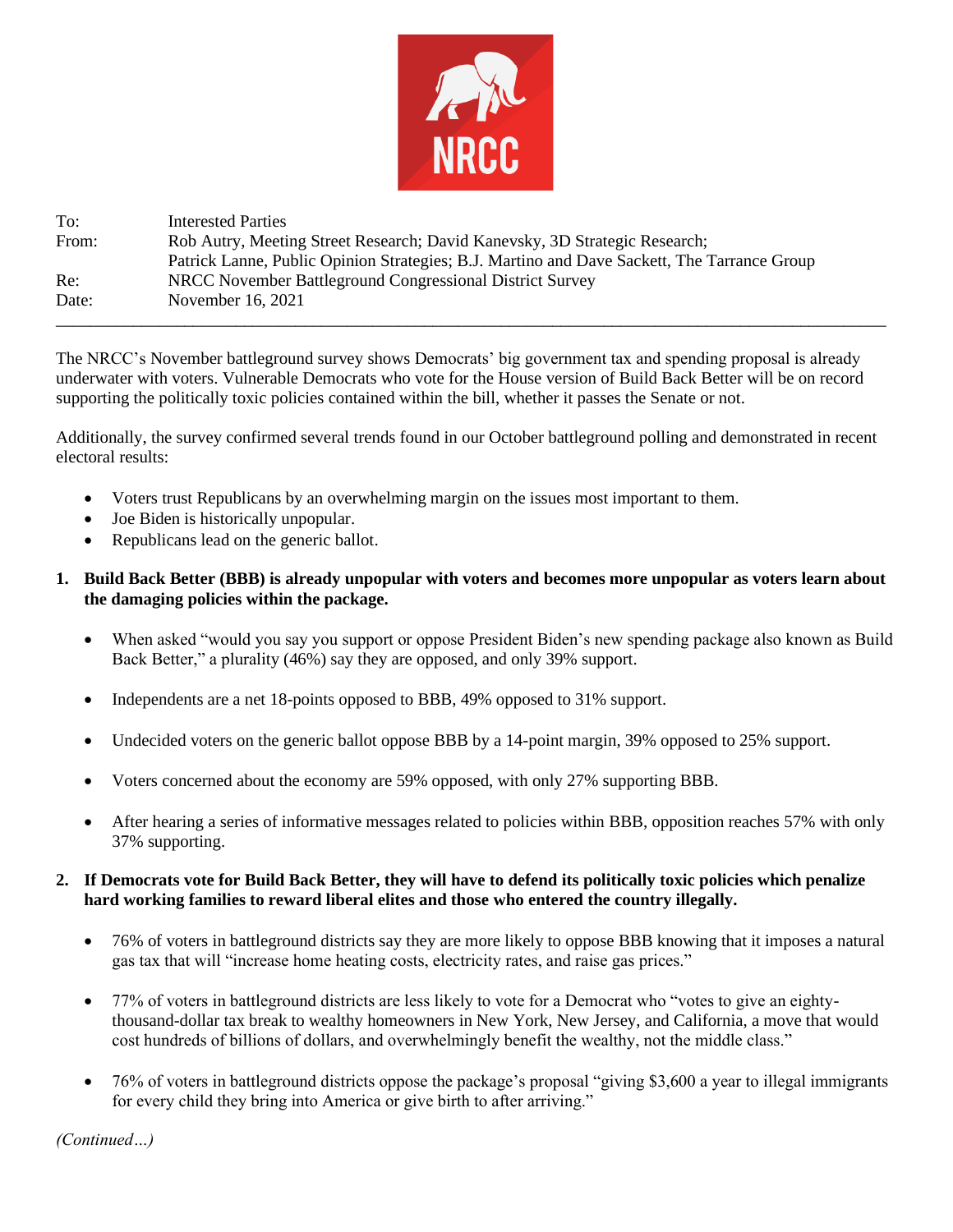NRCC

| | |
|---|---|
| To: | Interested Parties |
| From: | Rob Autry, Meeting Street Research; David Kanevsky, 3D Strategic Research; Patrick Lanne, Public Opinion Strategies; B.J. Martino and Dave Sackett, The Tarrance Group |
| Re: | NRCC November Battleground Congressional District Survey |
| Date: | November 16, 2021 |

---

The NRCC's November battleground survey shows Democrats' big government tax and spending proposal is already underwater with voters. Vulnerable Democrats who vote for the House version of Build Back Better will be on record supporting the politically toxic policies contained within the bill, whether it passes the Senate or not.

Additionally, the survey confirmed several trends found in our October battleground polling and demonstrated in recent electoral results:

- Voters trust Republicans by an overwhelming margin on the issues most important to them.
- Joe Biden is historically unpopular.
- Republicans lead on the generic ballot.

1. **Build Back Better (BBB) is already unpopular with voters and becomes more unpopular as voters learn about the damaging policies within the package.**

    - When asked "would you say you support or oppose President Biden's new spending package also known as Build Back Better," a plurality (46%) say they are opposed, and only 39% support.

    - Independents are a net 18-points opposed to BBB, 49% opposed to 31% support.

    - Undecided voters on the generic ballot oppose BBB by a 14-point margin, 39% opposed to 25% support.

    - Voters concerned about the economy are 59% opposed, with only 27% supporting BBB.

    - After hearing a series of informative messages related to policies within BBB, opposition reaches 57% with only 37% supporting.

2. **If Democrats vote for Build Back Better, they will have to defend its politically toxic policies which penalize hard working families to reward liberal elites and those who entered the country illegally.**

    - 76% of voters in battleground districts say they are more likely to oppose BBB knowing that it imposes a natural gas tax that will "increase home heating costs, electricity rates, and raise gas prices."

    - 77% of voters in battleground districts are less likely to vote for a Democrat who "votes to give an eighty-thousand-dollar tax break to wealthy homeowners in New York, New Jersey, and California, a move that would cost hundreds of billions of dollars, and overwhelmingly benefit the wealthy, not the middle class."

    - 76% of voters in battleground districts oppose the package's proposal "giving $3,600 a year to illegal immigrants for every child they bring into America or give birth to after arriving."

*(Continued…)*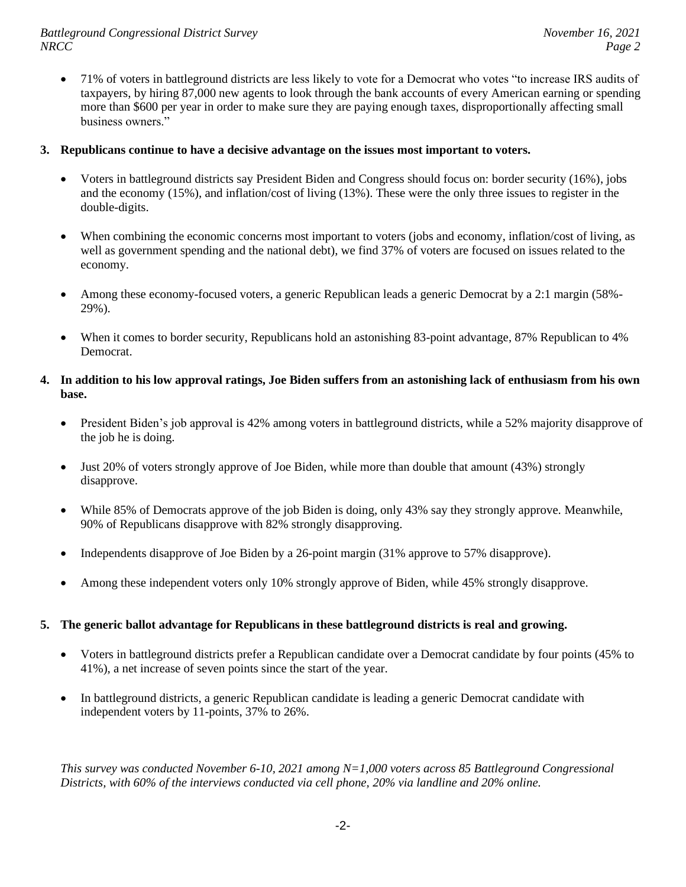- 71% of voters in battleground districts are less likely to vote for a Democrat who votes "to increase IRS audits of taxpayers, by hiring 87,000 new agents to look through the bank accounts of every American earning or spending more than $600 per year in order to make sure they are paying enough taxes, disproportionally affecting small business owners."

**3. Republicans continue to have a decisive advantage on the issues most important to voters.**

- Voters in battleground districts say President Biden and Congress should focus on: border security (16%), jobs and the economy (15%), and inflation/cost of living (13%). These were the only three issues to register in the double-digits.

- When combining the economic concerns most important to voters (jobs and economy, inflation/cost of living, as well as government spending and the national debt), we find 37% of voters are focused on issues related to the economy.

- Among these economy-focused voters, a generic Republican leads a generic Democrat by a 2:1 margin (58%-29%).

- When it comes to border security, Republicans hold an astonishing 83-point advantage, 87% Republican to 4% Democrat.

**4. In addition to his low approval ratings, Joe Biden suffers from an astonishing lack of enthusiasm from his own base.**

- President Biden's job approval is 42% among voters in battleground districts, while a 52% majority disapprove of the job he is doing.

- Just 20% of voters strongly approve of Joe Biden, while more than double that amount (43%) strongly disapprove.

- While 85% of Democrats approve of the job Biden is doing, only 43% say they strongly approve. Meanwhile, 90% of Republicans disapprove with 82% strongly disapproving.

- Independents disapprove of Joe Biden by a 26-point margin (31% approve to 57% disapprove).

- Among these independent voters only 10% strongly approve of Biden, while 45% strongly disapprove.

**5. The generic ballot advantage for Republicans in these battleground districts is real and growing.**

- Voters in battleground districts prefer a Republican candidate over a Democrat candidate by four points (45% to 41%), a net increase of seven points since the start of the year.

- In battleground districts, a generic Republican candidate is leading a generic Democrat candidate with independent voters by 11-points, 37% to 26%.

*This survey was conducted November 6-10, 2021 among N=1,000 voters across 85 Battleground Congressional Districts, with 60% of the interviews conducted via cell phone, 20% via landline and 20% online.*